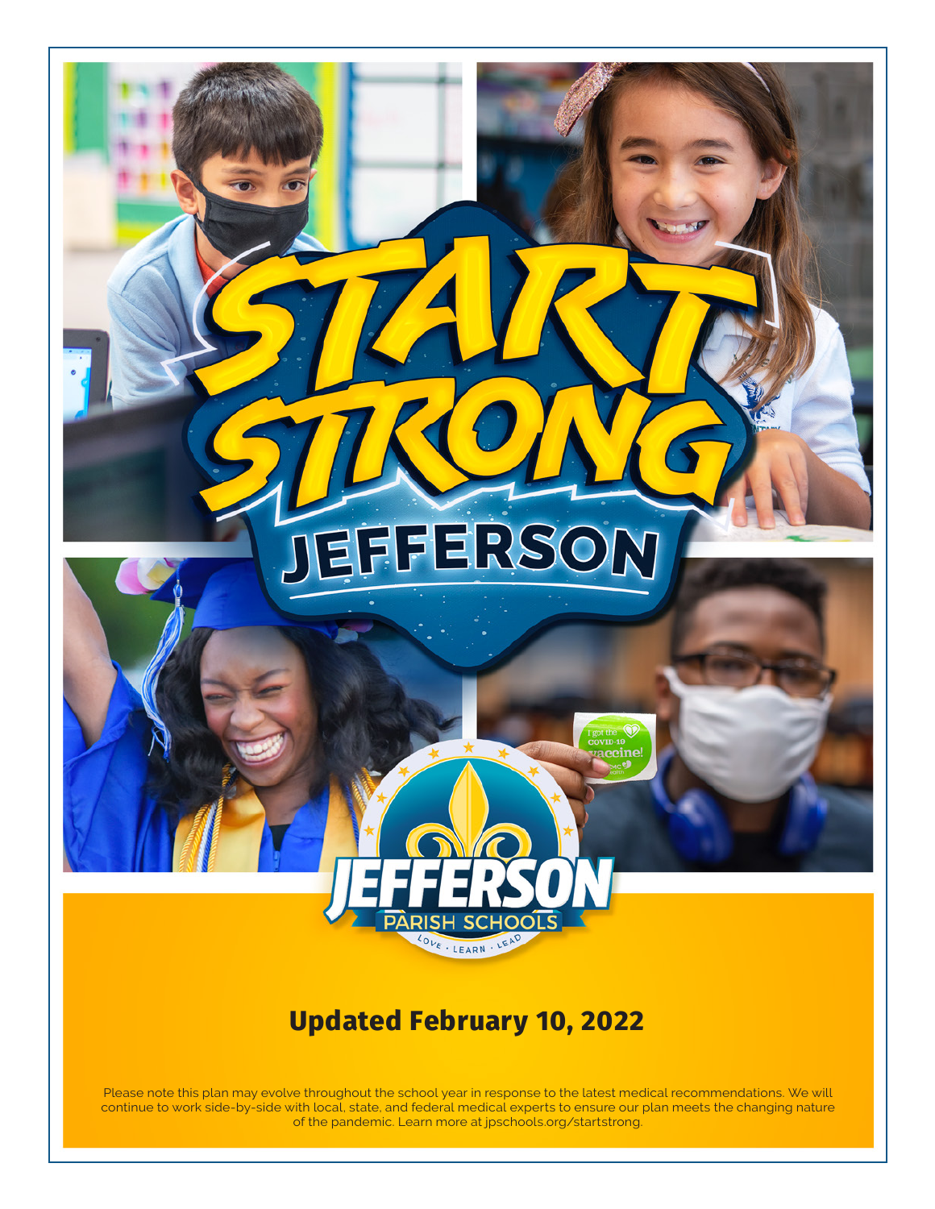# START STRONG JEFFERSON

JEFFERSON PARISH SCHOOLS

LOVE · LEARN · LEAD

## Updated February 10, 2022

Please note this plan may evolve throughout the school year in response to the latest medical recommendations. We will continue to work side-by-side with local, state, and federal medical experts to ensure our plan meets the changing nature of the pandemic. Learn more at jpschools.org/startstrong.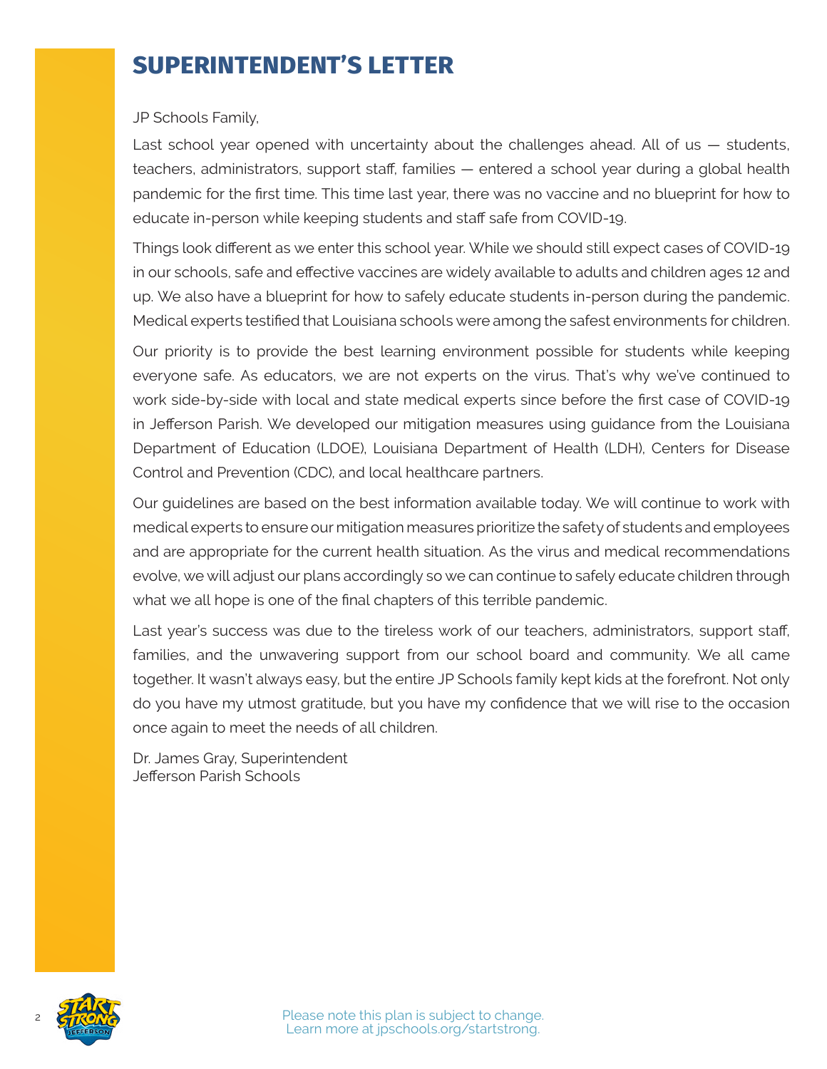# SUPERINTENDENT'S LETTER

JP Schools Family,

Last school year opened with uncertainty about the challenges ahead. All of us — students, teachers, administrators, support staff, families — entered a school year during a global health pandemic for the first time. This time last year, there was no vaccine and no blueprint for how to educate in-person while keeping students and staff safe from COVID-19.

Things look different as we enter this school year. While we should still expect cases of COVID-19 in our schools, safe and effective vaccines are widely available to adults and children ages 12 and up. We also have a blueprint for how to safely educate students in-person during the pandemic. Medical experts testified that Louisiana schools were among the safest environments for children.

Our priority is to provide the best learning environment possible for students while keeping everyone safe. As educators, we are not experts on the virus. That's why we've continued to work side-by-side with local and state medical experts since before the first case of COVID-19 in Jefferson Parish. We developed our mitigation measures using guidance from the Louisiana Department of Education (LDOE), Louisiana Department of Health (LDH), Centers for Disease Control and Prevention (CDC), and local healthcare partners.

Our guidelines are based on the best information available today. We will continue to work with medical experts to ensure our mitigation measures prioritize the safety of students and employees and are appropriate for the current health situation. As the virus and medical recommendations evolve, we will adjust our plans accordingly so we can continue to safely educate children through what we all hope is one of the final chapters of this terrible pandemic.

Last year's success was due to the tireless work of our teachers, administrators, support staff, families, and the unwavering support from our school board and community. We all came together. It wasn't always easy, but the entire JP Schools family kept kids at the forefront. Not only do you have my utmost gratitude, but you have my confidence that we will rise to the occasion once again to meet the needs of all children.

Dr. James Gray, Superintendent
Jefferson Parish Schools

Please note this plan is subject to change.
Learn more at jpschools.org/startstrong.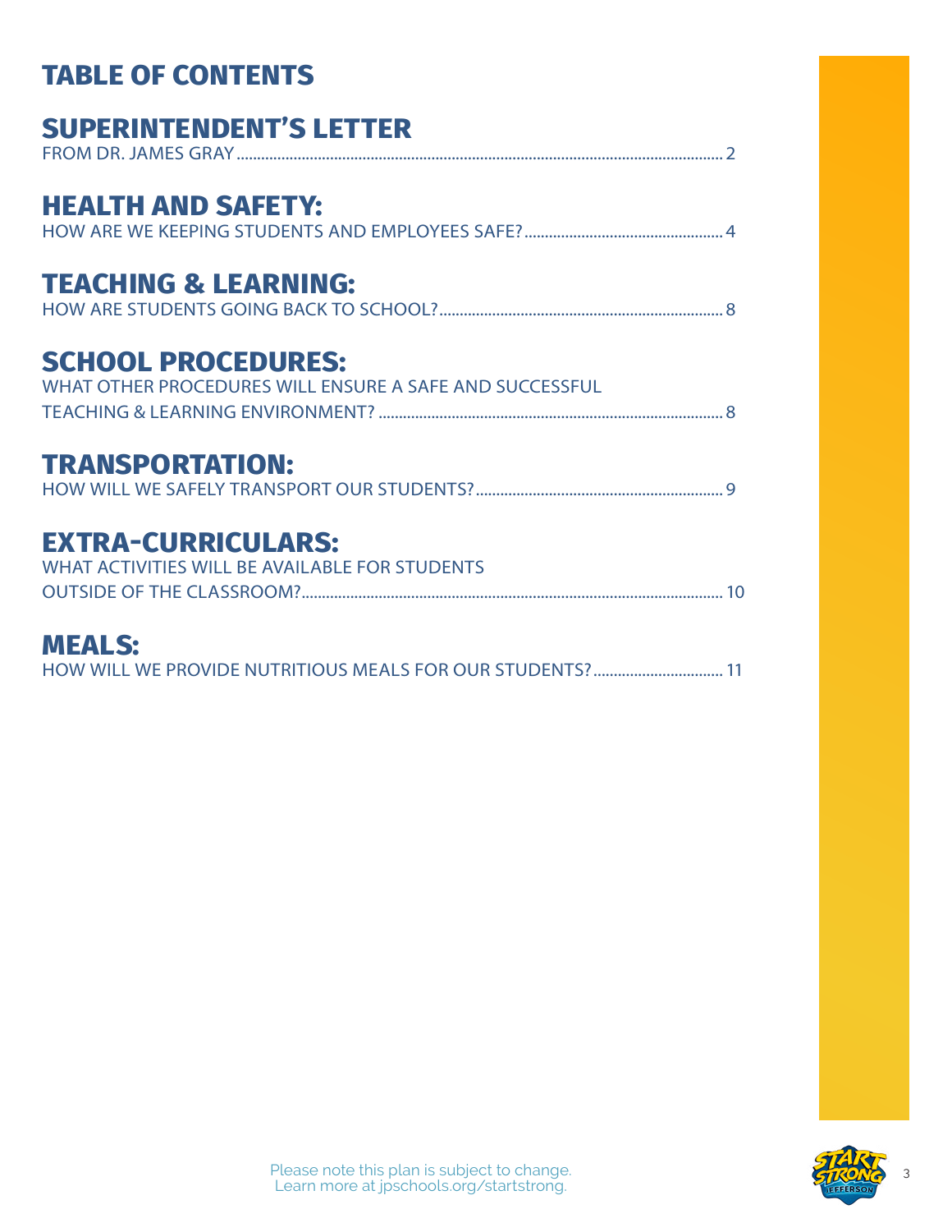# TABLE OF CONTENTS

## SUPERINTENDENT'S LETTER

FROM DR. JAMES GRAY .......... 2

## HEALTH AND SAFETY:

HOW ARE WE KEEPING STUDENTS AND EMPLOYEES SAFE? .......... 4

## TEACHING & LEARNING:

HOW ARE STUDENTS GOING BACK TO SCHOOL? .......... 8

## SCHOOL PROCEDURES:

WHAT OTHER PROCEDURES WILL ENSURE A SAFE AND SUCCESSFUL TEACHING & LEARNING ENVIRONMENT? .......... 8

## TRANSPORTATION:

HOW WILL WE SAFELY TRANSPORT OUR STUDENTS? .......... 9

## EXTRA-CURRICULARS:

WHAT ACTIVITIES WILL BE AVAILABLE FOR STUDENTS OUTSIDE OF THE CLASSROOM? .......... 10

## MEALS:

HOW WILL WE PROVIDE NUTRITIOUS MEALS FOR OUR STUDENTS? .......... 11

Please note this plan is subject to change.
Learn more at jpschools.org/startstrong.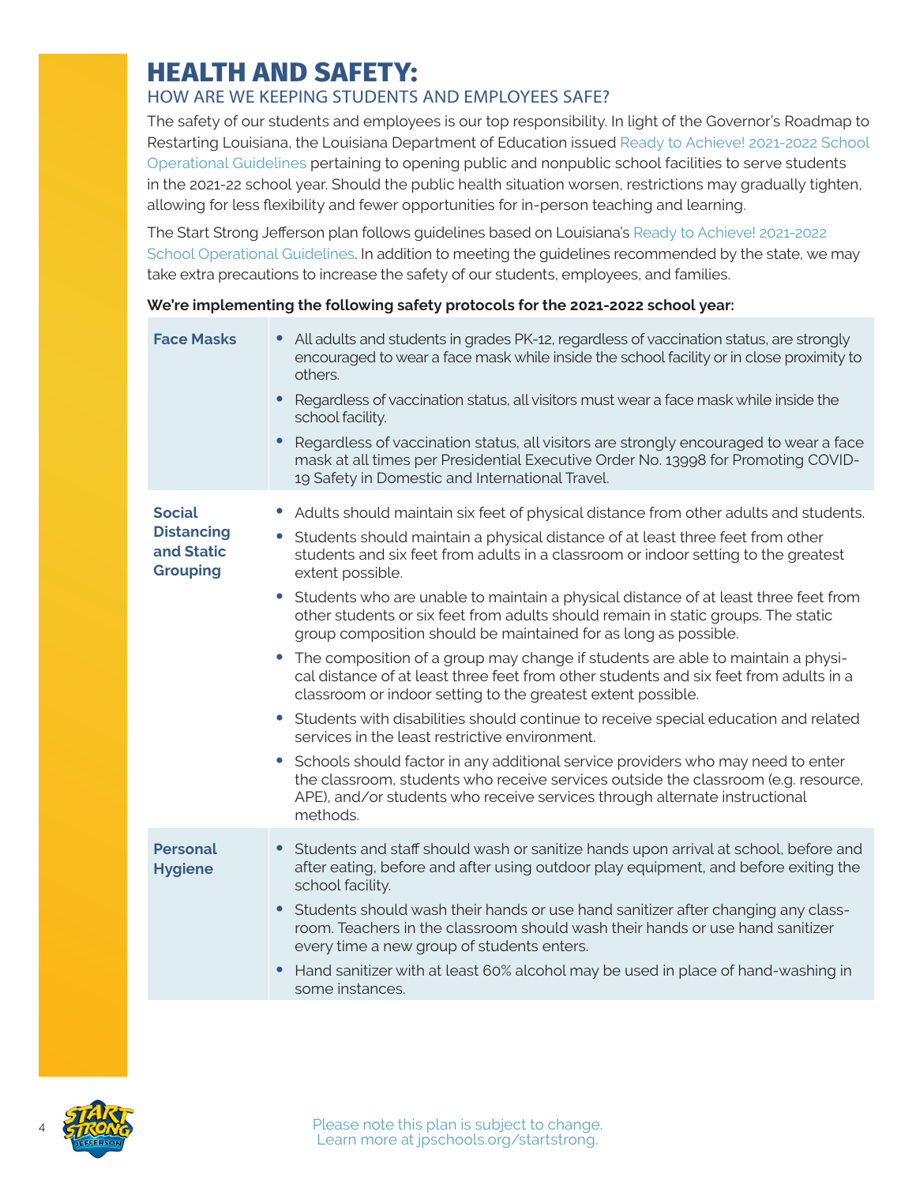# HEALTH AND SAFETY:

## HOW ARE WE KEEPING STUDENTS AND EMPLOYEES SAFE?

The safety of our students and employees is our top responsibility. In light of the Governor's Roadmap to Restarting Louisiana, the Louisiana Department of Education issued Ready to Achieve! 2021-2022 School Operational Guidelines pertaining to opening public and nonpublic school facilities to serve students in the 2021-22 school year. Should the public health situation worsen, restrictions may gradually tighten, allowing for less flexibility and fewer opportunities for in-person teaching and learning.

The Start Strong Jefferson plan follows guidelines based on Louisiana's Ready to Achieve! 2021-2022 School Operational Guidelines. In addition to meeting the guidelines recommended by the state, we may take extra precautions to increase the safety of our students, employees, and families.

**We're implementing the following safety protocols for the 2021-2022 school year:**

| | |
|---|---|
| **Face Masks** | • All adults and students in grades PK-12, regardless of vaccination status, are strongly encouraged to wear a face mask while inside the school facility or in close proximity to others.<br>• Regardless of vaccination status, all visitors must wear a face mask while inside the school facility.<br>• Regardless of vaccination status, all visitors are strongly encouraged to wear a face mask at all times per Presidential Executive Order No. 13998 for Promoting COVID-19 Safety in Domestic and International Travel. |
| **Social Distancing and Static Grouping** | • Adults should maintain six feet of physical distance from other adults and students.<br>• Students should maintain a physical distance of at least three feet from other students and six feet from adults in a classroom or indoor setting to the greatest extent possible.<br>• Students who are unable to maintain a physical distance of at least three feet from other students or six feet from adults should remain in static groups. The static group composition should be maintained for as long as possible.<br>• The composition of a group may change if students are able to maintain a physical distance of at least three feet from other students and six feet from adults in a classroom or indoor setting to the greatest extent possible.<br>• Students with disabilities should continue to receive special education and related services in the least restrictive environment.<br>• Schools should factor in any additional service providers who may need to enter the classroom, students who receive services outside the classroom (e.g. resource, APE), and/or students who receive services through alternate instructional methods. |
| **Personal Hygiene** | • Students and staff should wash or sanitize hands upon arrival at school, before and after eating, before and after using outdoor play equipment, and before exiting the school facility.<br>• Students should wash their hands or use hand sanitizer after changing any classroom. Teachers in the classroom should wash their hands or use hand sanitizer every time a new group of students enters.<br>• Hand sanitizer with at least 60% alcohol may be used in place of hand-washing in some instances. |

Please note this plan is subject to change.
Learn more at jpschools.org/startstrong.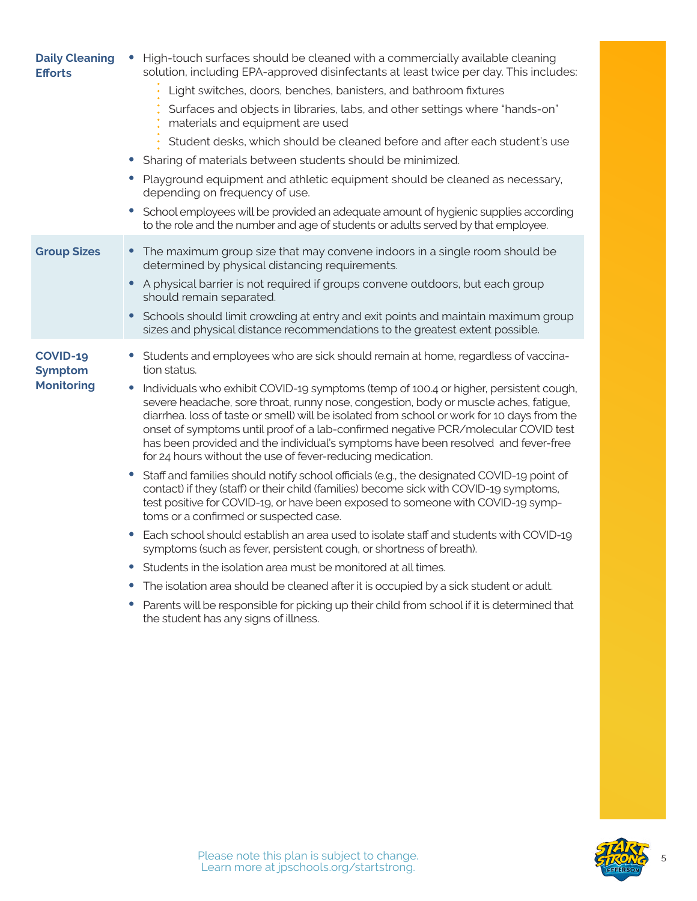| | |
|---|---|
| **Daily Cleaning Efforts** | • High-touch surfaces should be cleaned with a commercially available cleaning solution, including EPA-approved disinfectants at least twice per day. This includes:<br>  ◦ Light switches, doors, benches, banisters, and bathroom fixtures<br>  ◦ Surfaces and objects in libraries, labs, and other settings where "hands-on" materials and equipment are used<br>  ◦ Student desks, which should be cleaned before and after each student's use<br>• Sharing of materials between students should be minimized.<br>• Playground equipment and athletic equipment should be cleaned as necessary, depending on frequency of use.<br>• School employees will be provided an adequate amount of hygienic supplies according to the role and the number and age of students or adults served by that employee. |
| **Group Sizes** | • The maximum group size that may convene indoors in a single room should be determined by physical distancing requirements.<br>• A physical barrier is not required if groups convene outdoors, but each group should remain separated.<br>• Schools should limit crowding at entry and exit points and maintain maximum group sizes and physical distance recommendations to the greatest extent possible. |
| **COVID-19 Symptom Monitoring** | • Students and employees who are sick should remain at home, regardless of vaccination status.<br>• Individuals who exhibit COVID-19 symptoms (temp of 100.4 or higher, persistent cough, severe headache, sore throat, runny nose, congestion, body or muscle aches, fatigue, diarrhea. loss of taste or smell) will be isolated from school or work for 10 days from the onset of symptoms until proof of a lab-confirmed negative PCR/molecular COVID test has been provided and the individual's symptoms have been resolved and fever-free for 24 hours without the use of fever-reducing medication.<br>• Staff and families should notify school officials (e.g., the designated COVID-19 point of contact) if they (staff) or their child (families) become sick with COVID-19 symptoms, test positive for COVID-19, or have been exposed to someone with COVID-19 symptoms or a confirmed or suspected case.<br>• Each school should establish an area used to isolate staff and students with COVID-19 symptoms (such as fever, persistent cough, or shortness of breath).<br>• Students in the isolation area must be monitored at all times.<br>• The isolation area should be cleaned after it is occupied by a sick student or adult.<br>• Parents will be responsible for picking up their child from school if it is determined that the student has any signs of illness. |

Please note this plan is subject to change.
Learn more at jpschools.org/startstrong.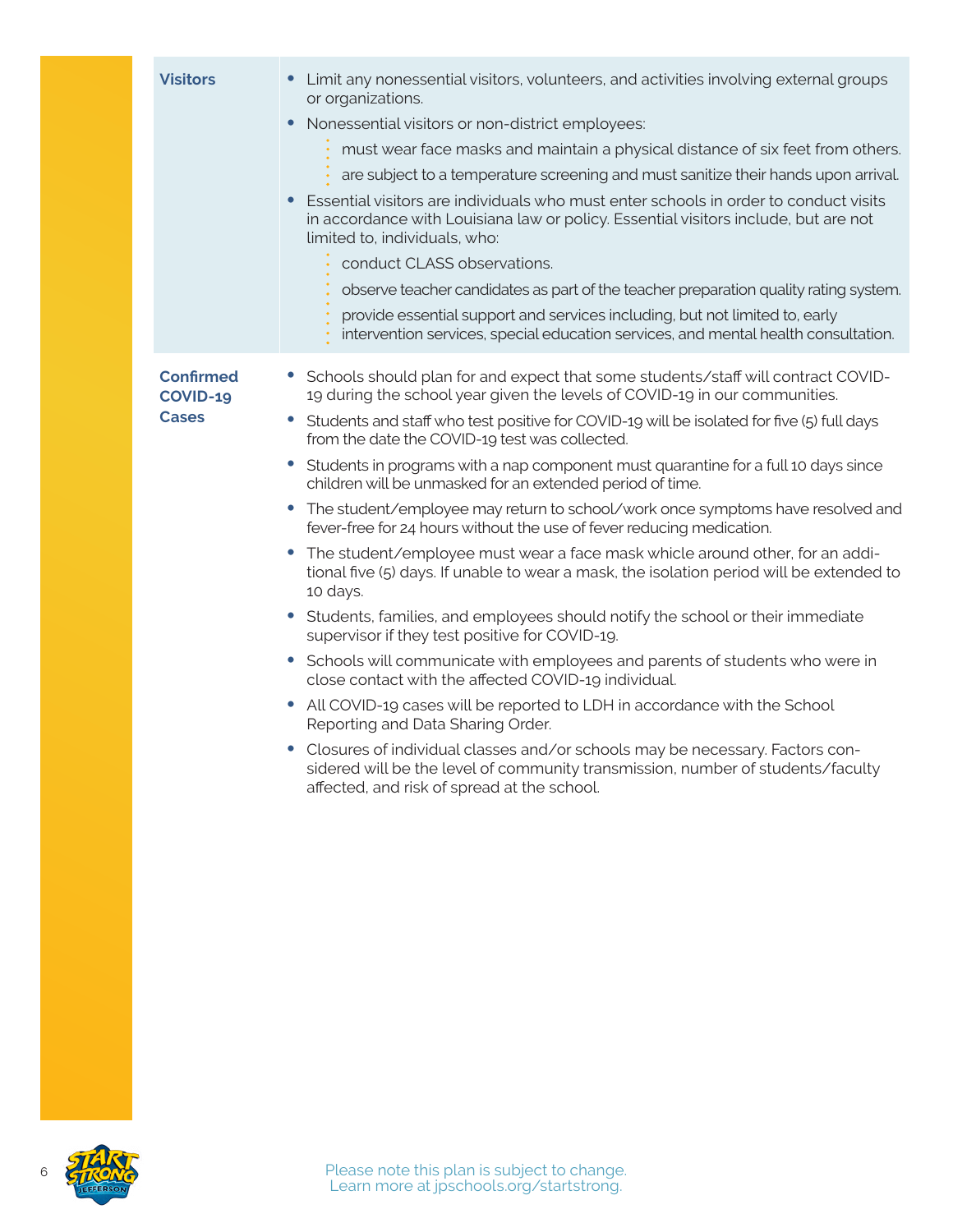| | |
|---|---|
| **Visitors** | • Limit any nonessential visitors, volunteers, and activities involving external groups or organizations.<br>• Nonessential visitors or non-district employees:<br>  ◦ must wear face masks and maintain a physical distance of six feet from others.<br>  ◦ are subject to a temperature screening and must sanitize their hands upon arrival.<br>• Essential visitors are individuals who must enter schools in order to conduct visits in accordance with Louisiana law or policy. Essential visitors include, but are not limited to, individuals, who:<br>  ◦ conduct CLASS observations.<br>  ◦ observe teacher candidates as part of the teacher preparation quality rating system.<br>  ◦ provide essential support and services including, but not limited to, early intervention services, special education services, and mental health consultation. |
| **Confirmed COVID-19 Cases** | • Schools should plan for and expect that some students/staff will contract COVID-19 during the school year given the levels of COVID-19 in our communities.<br>• Students and staff who test positive for COVID-19 will be isolated for five (5) full days from the date the COVID-19 test was collected.<br>• Students in programs with a nap component must quarantine for a full 10 days since children will be unmasked for an extended period of time.<br>• The student/employee may return to school/work once symptoms have resolved and fever-free for 24 hours without the use of fever reducing medication.<br>• The student/employee must wear a face mask whicle around other, for an additional five (5) days. If unable to wear a mask, the isolation period will be extended to 10 days.<br>• Students, families, and employees should notify the school or their immediate supervisor if they test positive for COVID-19.<br>• Schools will communicate with employees and parents of students who were in close contact with the affected COVID-19 individual.<br>• All COVID-19 cases will be reported to LDH in accordance with the School Reporting and Data Sharing Order.<br>• Closures of individual classes and/or schools may be necessary. Factors considered will be the level of community transmission, number of students/faculty affected, and risk of spread at the school. |

Please note this plan is subject to change.
Learn more at jpschools.org/startstrong.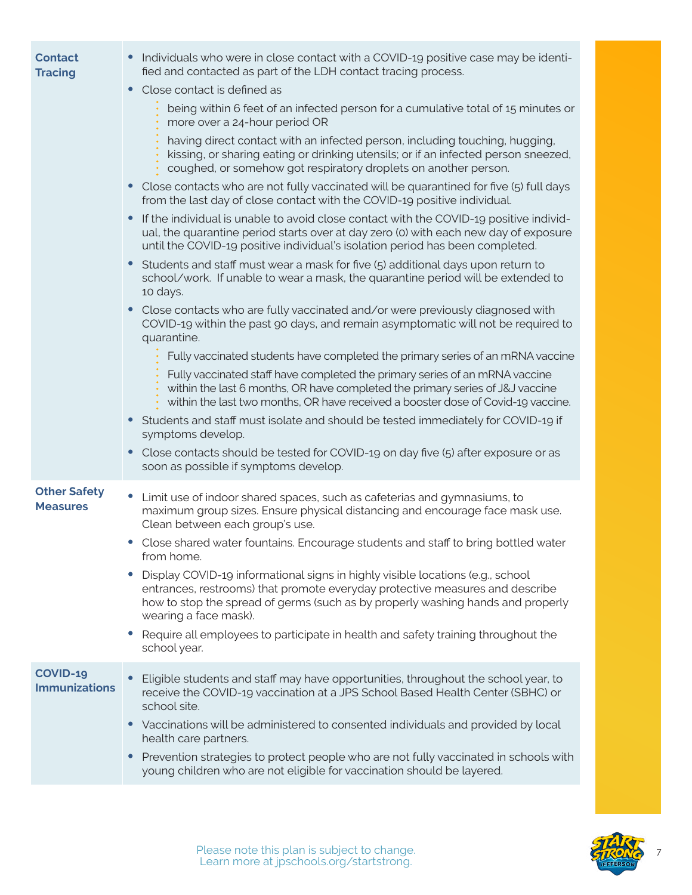| | |
|---|---|
| **Contact Tracing** | • Individuals who were in close contact with a COVID-19 positive case may be identified and contacted as part of the LDH contact tracing process.<br>• Close contact is defined as<br>  ◦ being within 6 feet of an infected person for a cumulative total of 15 minutes or more over a 24-hour period OR<br>  ◦ having direct contact with an infected person, including touching, hugging, kissing, or sharing eating or drinking utensils; or if an infected person sneezed, coughed, or somehow got respiratory droplets on another person.<br>• Close contacts who are not fully vaccinated will be quarantined for five (5) full days from the last day of close contact with the COVID-19 positive individual.<br>• If the individual is unable to avoid close contact with the COVID-19 positive individual, the quarantine period starts over at day zero (0) with each new day of exposure until the COVID-19 positive individual's isolation period has been completed.<br>• Students and staff must wear a mask for five (5) additional days upon return to school/work. If unable to wear a mask, the quarantine period will be extended to 10 days.<br>• Close contacts who are fully vaccinated and/or were previously diagnosed with COVID-19 within the past 90 days, and remain asymptomatic will not be required to quarantine.<br>  ◦ Fully vaccinated students have completed the primary series of an mRNA vaccine<br>  ◦ Fully vaccinated staff have completed the primary series of an mRNA vaccine within the last 6 months, OR have completed the primary series of J&J vaccine within the last two months, OR have received a booster dose of Covid-19 vaccine.<br>• Students and staff must isolate and should be tested immediately for COVID-19 if symptoms develop.<br>• Close contacts should be tested for COVID-19 on day five (5) after exposure or as soon as possible if symptoms develop. |
| **Other Safety Measures** | • Limit use of indoor shared spaces, such as cafeterias and gymnasiums, to maximum group sizes. Ensure physical distancing and encourage face mask use. Clean between each group's use.<br>• Close shared water fountains. Encourage students and staff to bring bottled water from home.<br>• Display COVID-19 informational signs in highly visible locations (e.g., school entrances, restrooms) that promote everyday protective measures and describe how to stop the spread of germs (such as by properly washing hands and properly wearing a face mask).<br>• Require all employees to participate in health and safety training throughout the school year. |
| **COVID-19 Immunizations** | • Eligible students and staff may have opportunities, throughout the school year, to receive the COVID-19 vaccination at a JPS School Based Health Center (SBHC) or school site.<br>• Vaccinations will be administered to consented individuals and provided by local health care partners.<br>• Prevention strategies to protect people who are not fully vaccinated in schools with young children who are not eligible for vaccination should be layered. |

Please note this plan is subject to change.
Learn more at jpschools.org/startstrong.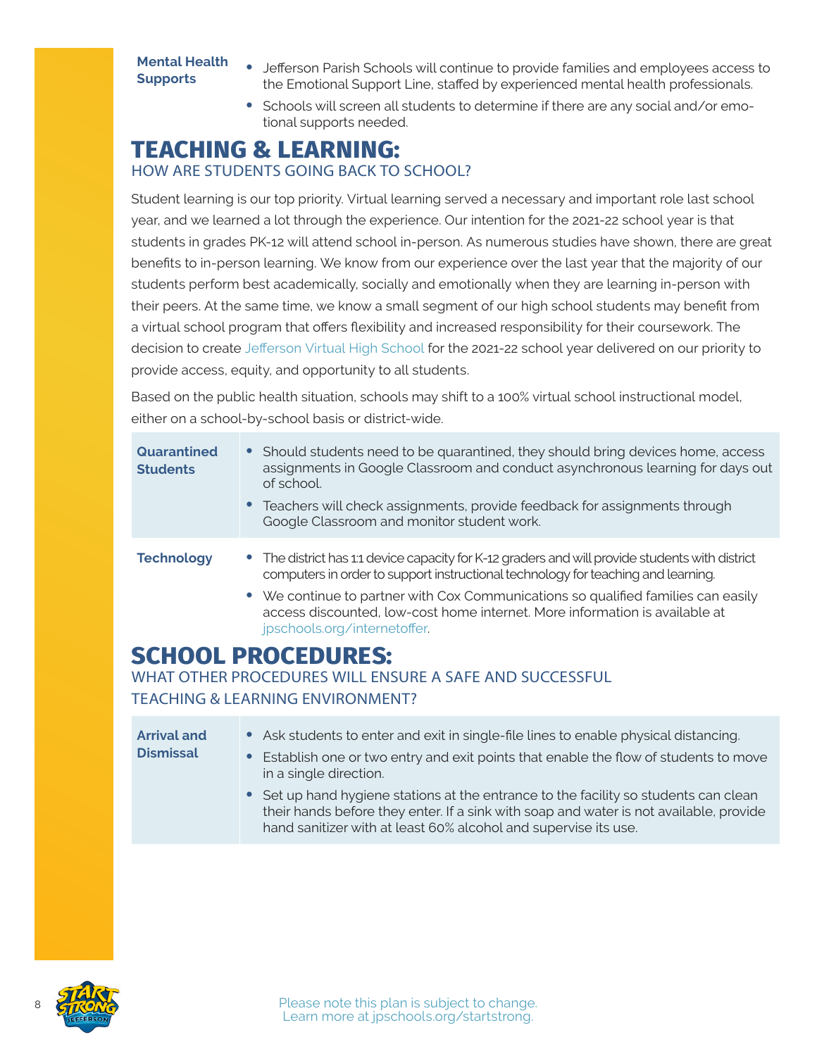| | |
|---|---|
| **Mental Health Supports** | • Jefferson Parish Schools will continue to provide families and employees access to the Emotional Support Line, staffed by experienced mental health professionals.<br>• Schools will screen all students to determine if there are any social and/or emotional supports needed. |

# TEACHING & LEARNING:

## HOW ARE STUDENTS GOING BACK TO SCHOOL?

Student learning is our top priority. Virtual learning served a necessary and important role last school year, and we learned a lot through the experience. Our intention for the 2021-22 school year is that students in grades PK-12 will attend school in-person. As numerous studies have shown, there are great benefits to in-person learning. We know from our experience over the last year that the majority of our students perform best academically, socially and emotionally when they are learning in-person with their peers. At the same time, we know a small segment of our high school students may benefit from a virtual school program that offers flexibility and increased responsibility for their coursework. The decision to create Jefferson Virtual High School for the 2021-22 school year delivered on our priority to provide access, equity, and opportunity to all students.

Based on the public health situation, schools may shift to a 100% virtual school instructional model, either on a school-by-school basis or district-wide.

| | |
|---|---|
| **Quarantined Students** | • Should students need to be quarantined, they should bring devices home, access assignments in Google Classroom and conduct asynchronous learning for days out of school.<br>• Teachers will check assignments, provide feedback for assignments through Google Classroom and monitor student work. |
| **Technology** | • The district has 1:1 device capacity for K-12 graders and will provide students with district computers in order to support instructional technology for teaching and learning.<br>• We continue to partner with Cox Communications so qualified families can easily access discounted, low-cost home internet. More information is available at jpschools.org/internetoffer. |

# SCHOOL PROCEDURES:

## WHAT OTHER PROCEDURES WILL ENSURE A SAFE AND SUCCESSFUL TEACHING & LEARNING ENVIRONMENT?

| | |
|---|---|
| **Arrival and Dismissal** | • Ask students to enter and exit in single-file lines to enable physical distancing.<br>• Establish one or two entry and exit points that enable the flow of students to move in a single direction.<br>• Set up hand hygiene stations at the entrance to the facility so students can clean their hands before they enter. If a sink with soap and water is not available, provide hand sanitizer with at least 60% alcohol and supervise its use. |

Please note this plan is subject to change.
Learn more at jpschools.org/startstrong.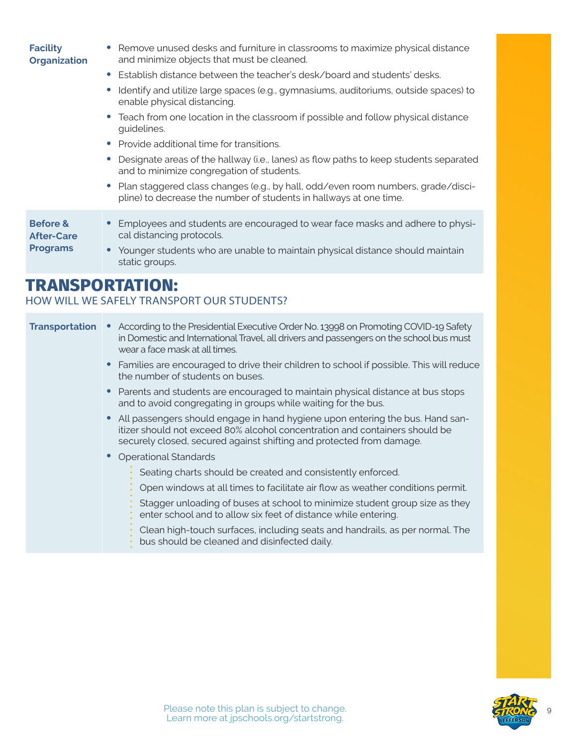| | |
|---|---|
| **Facility Organization** | • Remove unused desks and furniture in classrooms to maximize physical distance and minimize objects that must be cleaned.<br>• Establish distance between the teacher's desk/board and students' desks.<br>• Identify and utilize large spaces (e.g., gymnasiums, auditoriums, outside spaces) to enable physical distancing.<br>• Teach from one location in the classroom if possible and follow physical distance guidelines.<br>• Provide additional time for transitions.<br>• Designate areas of the hallway (i.e., lanes) as flow paths to keep students separated and to minimize congregation of students.<br>• Plan staggered class changes (e.g., by hall, odd/even room numbers, grade/discipline) to decrease the number of students in hallways at one time. |
| **Before & After-Care Programs** | • Employees and students are encouraged to wear face masks and adhere to physical distancing protocols.<br>• Younger students who are unable to maintain physical distance should maintain static groups. |

# TRANSPORTATION:

## HOW WILL WE SAFELY TRANSPORT OUR STUDENTS?

| | |
|---|---|
| **Transportation** | • According to the Presidential Executive Order No. 13998 on Promoting COVID-19 Safety in Domestic and International Travel, all drivers and passengers on the school bus must wear a face mask at all times.<br>• Families are encouraged to drive their children to school if possible. This will reduce the number of students on buses.<br>• Parents and students are encouraged to maintain physical distance at bus stops and to avoid congregating in groups while waiting for the bus.<br>• All passengers should engage in hand hygiene upon entering the bus. Hand sanitizer should not exceed 80% alcohol concentration and containers should be securely closed, secured against shifting and protected from damage.<br>• Operational Standards<br>  - Seating charts should be created and consistently enforced.<br>  - Open windows at all times to facilitate air flow as weather conditions permit.<br>  - Stagger unloading of buses at school to minimize student group size as they enter school and to allow six feet of distance while entering.<br>  - Clean high-touch surfaces, including seats and handrails, as per normal. The bus should be cleaned and disinfected daily. |

Please note this plan is subject to change.
Learn more at jpschools.org/startstrong.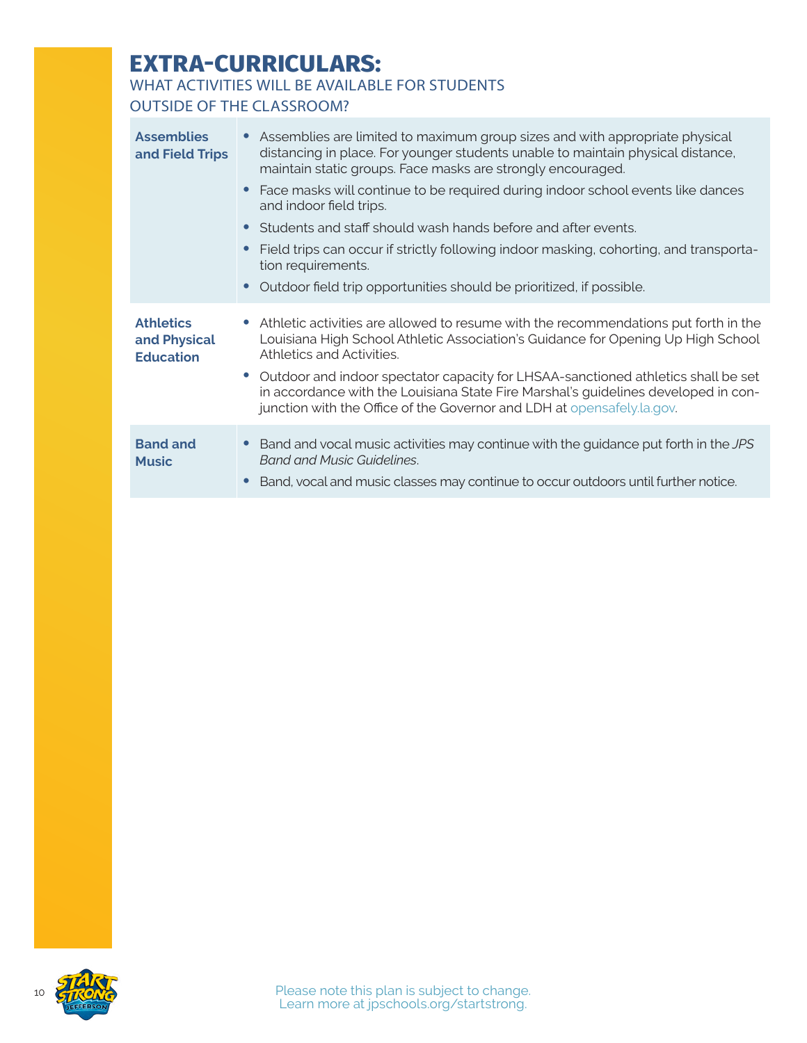# EXTRA-CURRICULARS:

## WHAT ACTIVITIES WILL BE AVAILABLE FOR STUDENTS OUTSIDE OF THE CLASSROOM?

| | |
|---|---|
| **Assemblies and Field Trips** | • Assemblies are limited to maximum group sizes and with appropriate physical distancing in place. For younger students unable to maintain physical distance, maintain static groups. Face masks are strongly encouraged.<br>• Face masks will continue to be required during indoor school events like dances and indoor field trips.<br>• Students and staff should wash hands before and after events.<br>• Field trips can occur if strictly following indoor masking, cohorting, and transportation requirements.<br>• Outdoor field trip opportunities should be prioritized, if possible. |
| **Athletics and Physical Education** | • Athletic activities are allowed to resume with the recommendations put forth in the Louisiana High School Athletic Association's Guidance for Opening Up High School Athletics and Activities.<br>• Outdoor and indoor spectator capacity for LHSAA-sanctioned athletics shall be set in accordance with the Louisiana State Fire Marshal's guidelines developed in conjunction with the Office of the Governor and LDH at opensafely.la.gov. |
| **Band and Music** | • Band and vocal music activities may continue with the guidance put forth in the *JPS Band and Music Guidelines*.<br>• Band, vocal and music classes may continue to occur outdoors until further notice. |

Please note this plan is subject to change.
Learn more at jpschools.org/startstrong.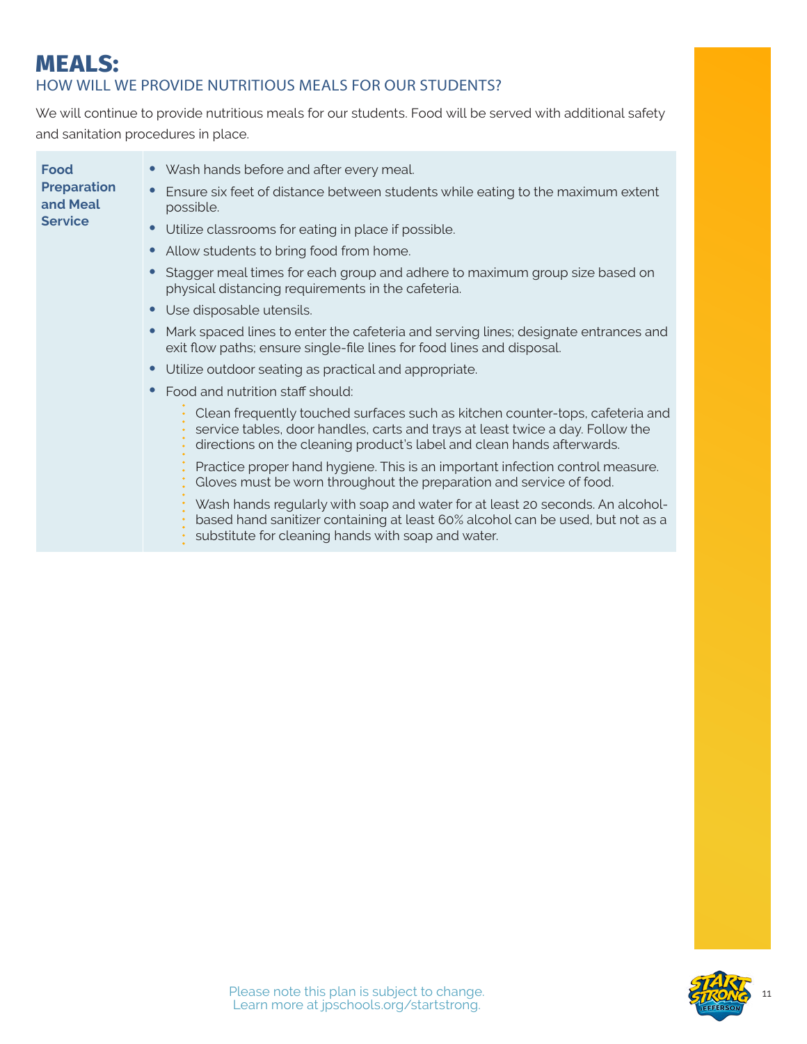# MEALS:

## HOW WILL WE PROVIDE NUTRITIOUS MEALS FOR OUR STUDENTS?

We will continue to provide nutritious meals for our students. Food will be served with additional safety and sanitation procedures in place.

| | |
|---|---|
| **Food Preparation and Meal Service** | • Wash hands before and after every meal.<br>• Ensure six feet of distance between students while eating to the maximum extent possible.<br>• Utilize classrooms for eating in place if possible.<br>• Allow students to bring food from home.<br>• Stagger meal times for each group and adhere to maximum group size based on physical distancing requirements in the cafeteria.<br>• Use disposable utensils.<br>• Mark spaced lines to enter the cafeteria and serving lines; designate entrances and exit flow paths; ensure single-file lines for food lines and disposal.<br>• Utilize outdoor seating as practical and appropriate.<br>• Food and nutrition staff should:<br>&nbsp;&nbsp;– Clean frequently touched surfaces such as kitchen counter-tops, cafeteria and service tables, door handles, carts and trays at least twice a day. Follow the directions on the cleaning product's label and clean hands afterwards.<br>&nbsp;&nbsp;– Practice proper hand hygiene. This is an important infection control measure. Gloves must be worn throughout the preparation and service of food.<br>&nbsp;&nbsp;– Wash hands regularly with soap and water for at least 20 seconds. An alcohol-based hand sanitizer containing at least 60% alcohol can be used, but not as a substitute for cleaning hands with soap and water. |

Please note this plan is subject to change.
Learn more at jpschools.org/startstrong.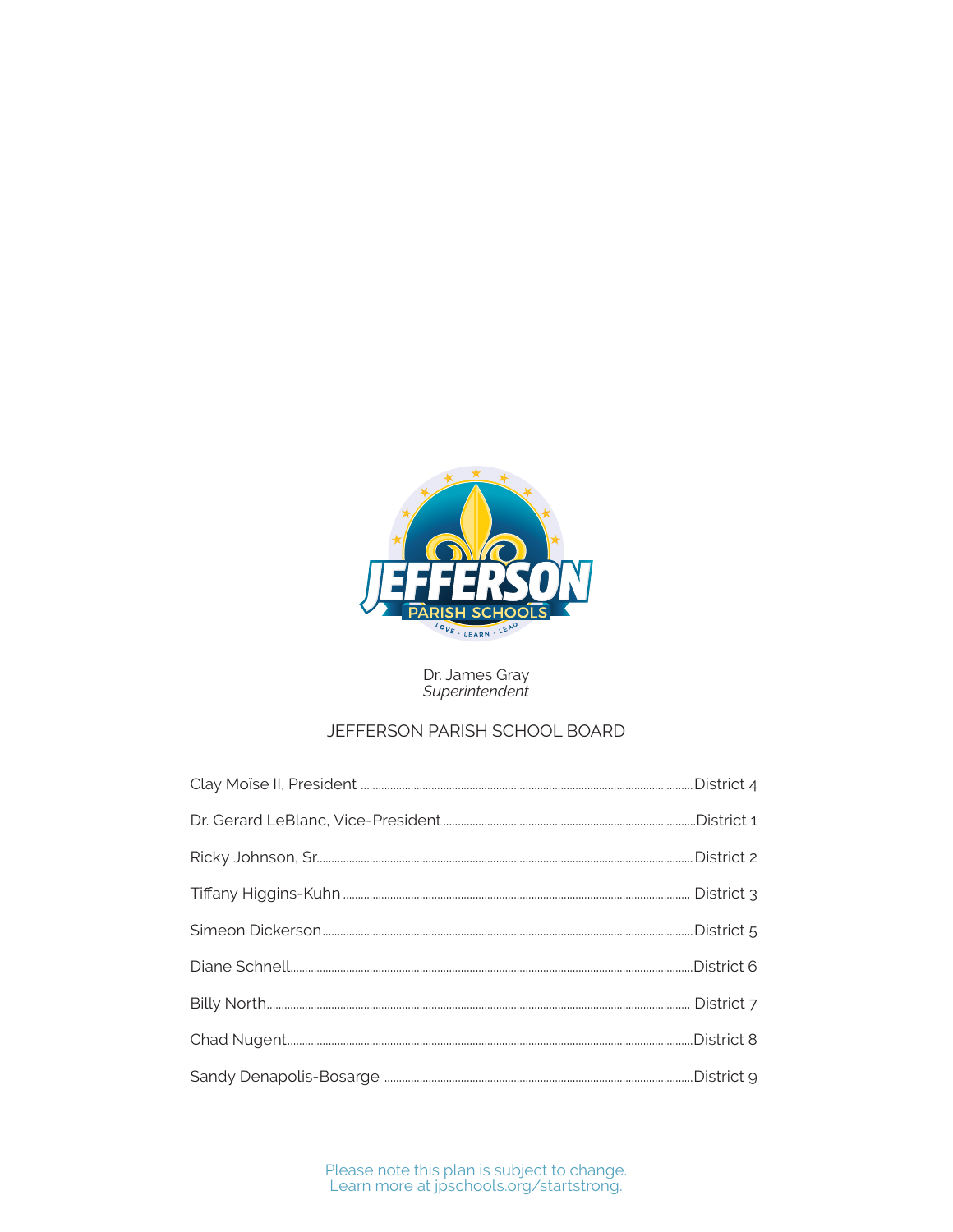Dr. James Gray
*Superintendent*

JEFFERSON PARISH SCHOOL BOARD

| | |
|---|---|
| Clay Moïse II, President | District 4 |
| Dr. Gerard LeBlanc, Vice-President | District 1 |
| Ricky Johnson, Sr. | District 2 |
| Tiffany Higgins-Kuhn | District 3 |
| Simeon Dickerson | District 5 |
| Diane Schnell | District 6 |
| Billy North | District 7 |
| Chad Nugent | District 8 |
| Sandy Denapolis-Bosarge | District 9 |

Please note this plan is subject to change.
Learn more at jpschools.org/startstrong.